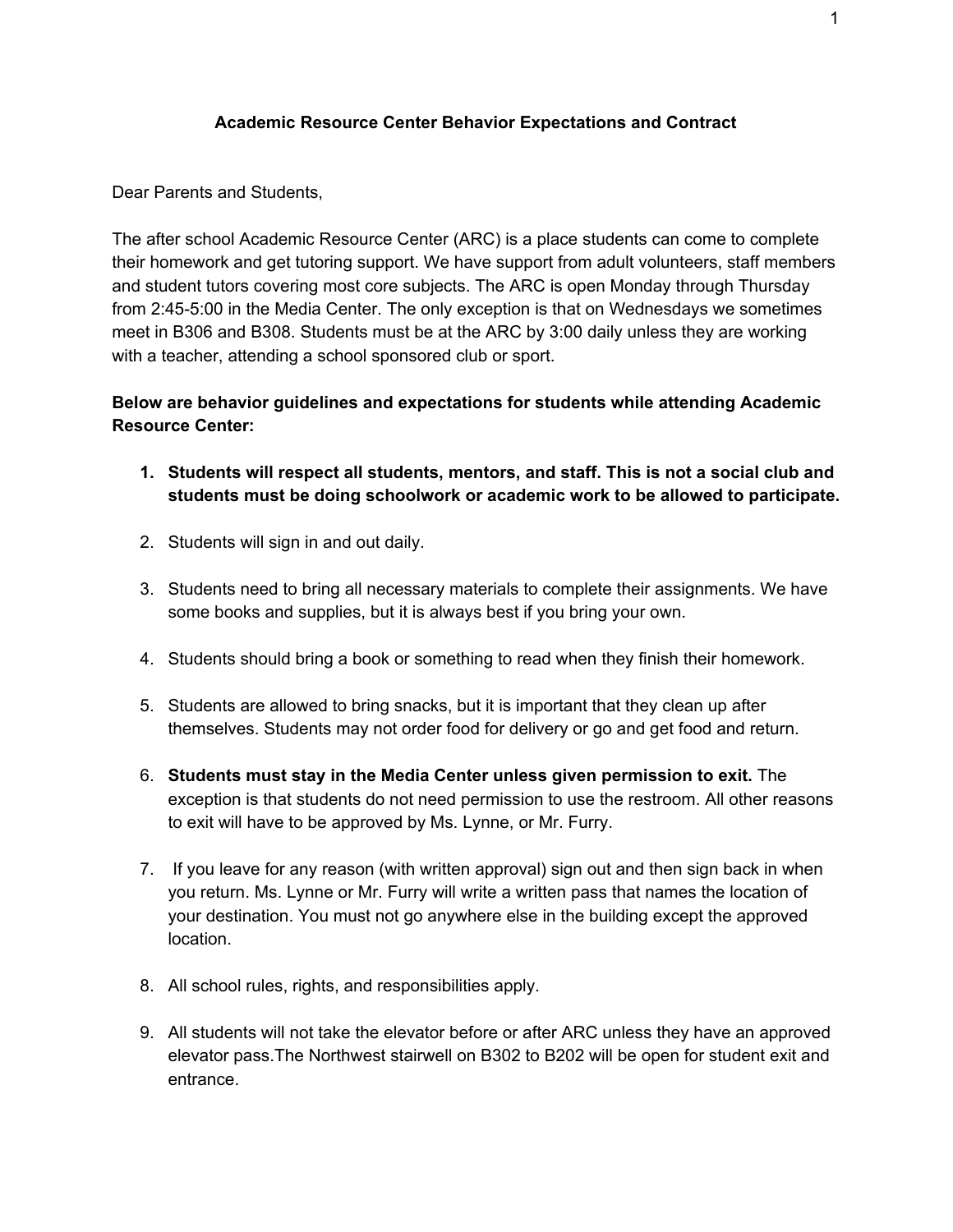# Academic Resource Center Behavior Expectations and Contract

Dear Parents and Students,

The after school Academic Resource Center (ARC) is a place students can come to complete their homework and get tutoring support. We have support from adult volunteers, staff members and student tutors covering most core subjects. The ARC is open Monday through Thursday from 2:45-5:00 in the Media Center. The only exception is that on Wednesdays we sometimes meet in B306 and B308. Students must be at the ARC by 3:00 daily unless they are working with a teacher, attending a school sponsored club or sport.

**Below are behavior guidelines and expectations for students while attending Academic Resource Center:**

1. **Students will respect all students, mentors, and staff. This is not a social club and students must be doing schoolwork or academic work to be allowed to participate.**
2. Students will sign in and out daily.
3. Students need to bring all necessary materials to complete their assignments. We have some books and supplies, but it is always best if you bring your own.
4. Students should bring a book or something to read when they finish their homework.
5. Students are allowed to bring snacks, but it is important that they clean up after themselves. Students may not order food for delivery or go and get food and return.
6. **Students must stay in the Media Center unless given permission to exit.** The exception is that students do not need permission to use the restroom. All other reasons to exit will have to be approved by Ms. Lynne, or Mr. Furry.
7. If you leave for any reason (with written approval) sign out and then sign back in when you return. Ms. Lynne or Mr. Furry will write a written pass that names the location of your destination. You must not go anywhere else in the building except the approved location.
8. All school rules, rights, and responsibilities apply.
9. All students will not take the elevator before or after ARC unless they have an approved elevator pass.The Northwest stairwell on B302 to B202 will be open for student exit and entrance.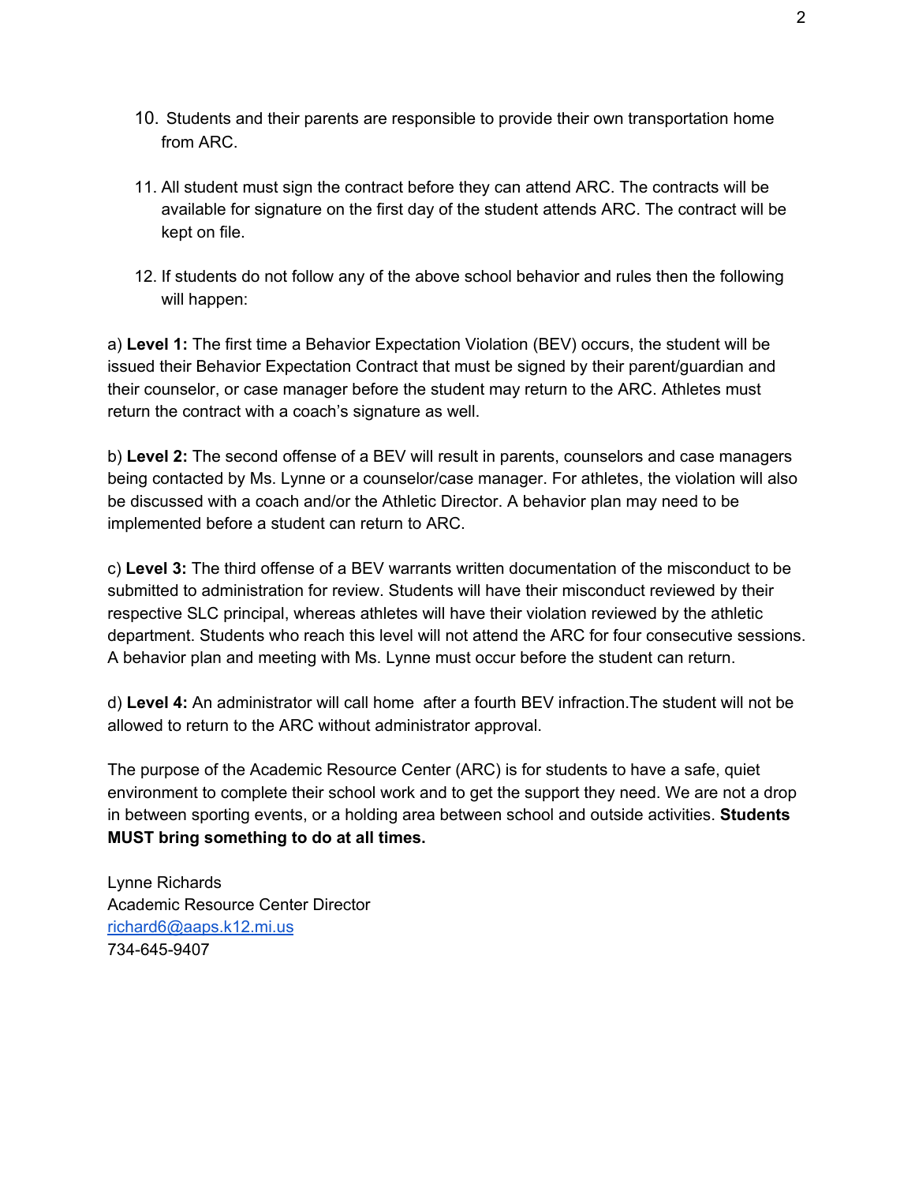10. Students and their parents are responsible to provide their own transportation home from ARC.

11. All student must sign the contract before they can attend ARC. The contracts will be available for signature on the first day of the student attends ARC. The contract will be kept on file.

12. If students do not follow any of the above school behavior and rules then the following will happen:

a) **Level 1:** The first time a Behavior Expectation Violation (BEV) occurs, the student will be issued their Behavior Expectation Contract that must be signed by their parent/guardian and their counselor, or case manager before the student may return to the ARC. Athletes must return the contract with a coach's signature as well.

b) **Level 2:** The second offense of a BEV will result in parents, counselors and case managers being contacted by Ms. Lynne or a counselor/case manager. For athletes, the violation will also be discussed with a coach and/or the Athletic Director. A behavior plan may need to be implemented before a student can return to ARC.

c) **Level 3:** The third offense of a BEV warrants written documentation of the misconduct to be submitted to administration for review. Students will have their misconduct reviewed by their respective SLC principal, whereas athletes will have their violation reviewed by the athletic department. Students who reach this level will not attend the ARC for four consecutive sessions. A behavior plan and meeting with Ms. Lynne must occur before the student can return.

d) **Level 4:** An administrator will call home after a fourth BEV infraction.The student will not be allowed to return to the ARC without administrator approval.

The purpose of the Academic Resource Center (ARC) is for students to have a safe, quiet environment to complete their school work and to get the support they need. We are not a drop in between sporting events, or a holding area between school and outside activities. **Students MUST bring something to do at all times.**

Lynne Richards
Academic Resource Center Director
richard6@aaps.k12.mi.us
734-645-9407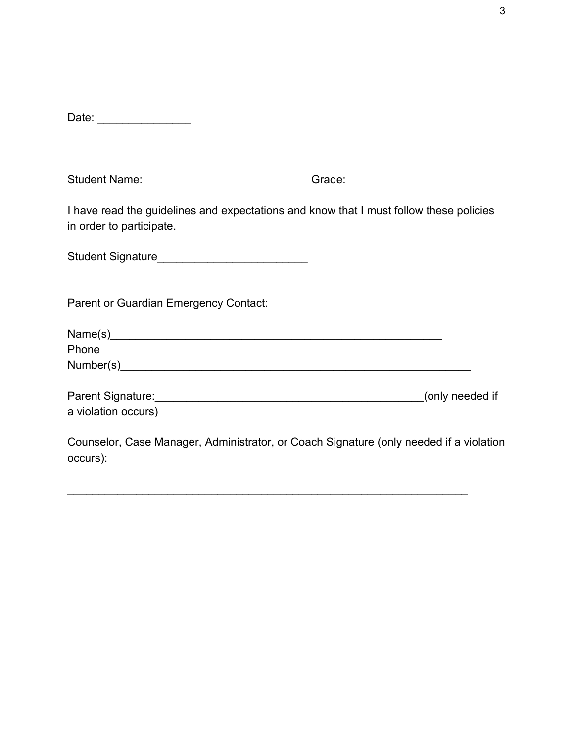Date: _______________

Student Name:___________________________Grade:_________

I have read the guidelines and expectations and know that I must follow these policies in order to participate.

Student Signature________________________

Parent or Guardian Emergency Contact:

Name(s)_____________________________________________________
Phone Number(s)_______________________________________________________

Parent Signature:___________________________________________(only needed if a violation occurs)

Counselor, Case Manager, Administrator, or Coach Signature (only needed if a violation occurs):

________________________________________________________________